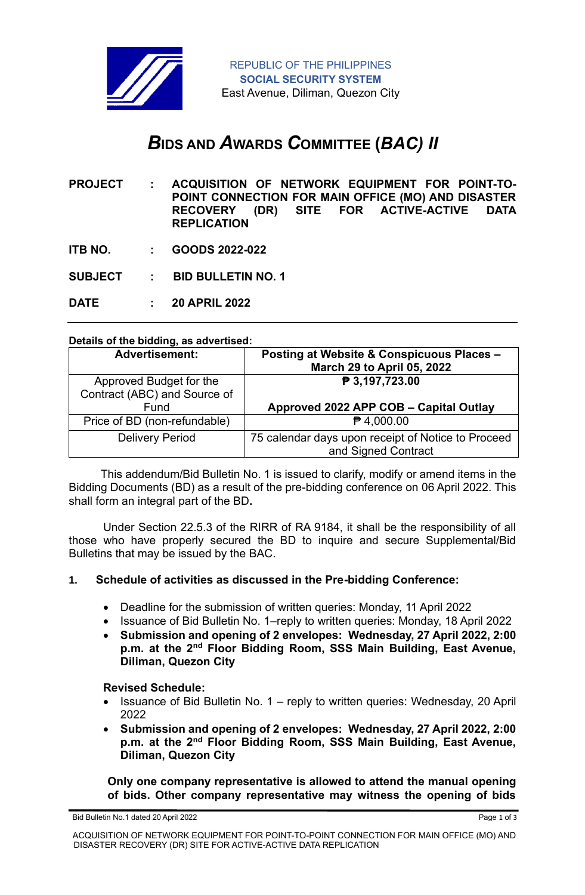REPUBLIC OF THE PHILIPPINES
**SOCIAL SECURITY SYSTEM**
East Avenue, Diliman, Quezon City

# *BIDS AND AWARDS COMMITTEE (BAC) II*

**PROJECT** : **ACQUISITION OF NETWORK EQUIPMENT FOR POINT-TO-POINT CONNECTION FOR MAIN OFFICE (MO) AND DISASTER RECOVERY (DR) SITE FOR ACTIVE-ACTIVE DATA REPLICATION**

**ITB NO.** : **GOODS 2022-022**

**SUBJECT** : **BID BULLETIN NO. 1**

**DATE** : **20 APRIL 2022**

---

**Details of the bidding, as advertised:**

| **Advertisement:** | **Posting at Website & Conspicuous Places – March 29 to April 05, 2022** |
|---|---|
| Approved Budget for the Contract (ABC) and Source of Fund | **₱ 3,197,723.00**<br><br>**Approved 2022 APP COB – Capital Outlay** |
| Price of BD (non-refundable) | ₱ 4,000.00 |
| Delivery Period | 75 calendar days upon receipt of Notice to Proceed and Signed Contract |

This addendum/Bid Bulletin No. 1 is issued to clarify, modify or amend items in the Bidding Documents (BD) as a result of the pre-bidding conference on 06 April 2022. This shall form an integral part of the BD**.**

Under Section 22.5.3 of the RIRR of RA 9184, it shall be the responsibility of all those who have properly secured the BD to inquire and secure Supplemental/Bid Bulletins that may be issued by the BAC.

**1. Schedule of activities as discussed in the Pre-bidding Conference:**

- Deadline for the submission of written queries: Monday, 11 April 2022
- Issuance of Bid Bulletin No. 1–reply to written queries: Monday, 18 April 2022
- **Submission and opening of 2 envelopes: Wednesday, 27 April 2022, 2:00 p.m. at the 2nd Floor Bidding Room, SSS Main Building, East Avenue, Diliman, Quezon City**

**Revised Schedule:**

- Issuance of Bid Bulletin No. 1 – reply to written queries: Wednesday, 20 April 2022
- **Submission and opening of 2 envelopes: Wednesday, 27 April 2022, 2:00 p.m. at the 2nd Floor Bidding Room, SSS Main Building, East Avenue, Diliman, Quezon City**

**Only one company representative is allowed to attend the manual opening of bids. Other company representative may witness the opening of bids**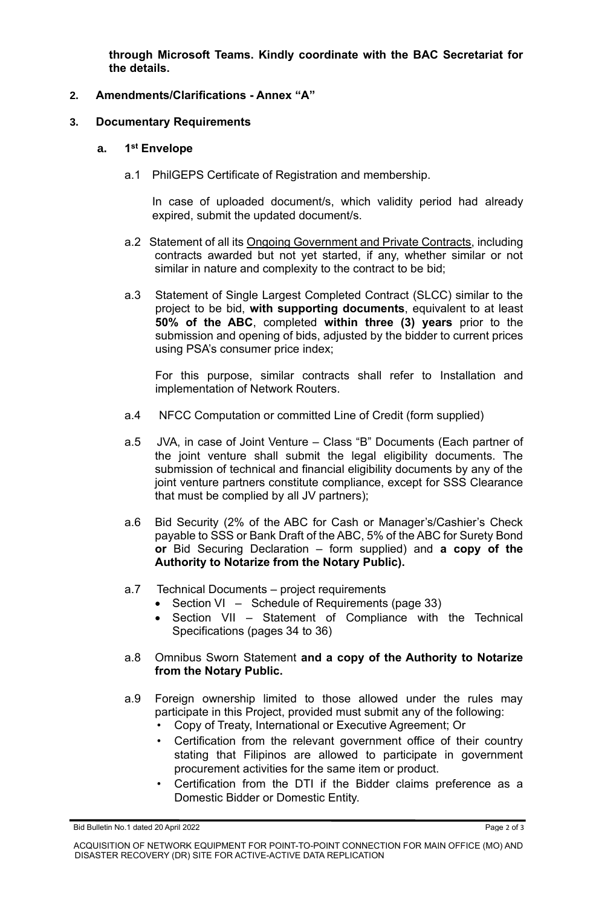**through Microsoft Teams. Kindly coordinate with the BAC Secretariat for the details.**

**2. Amendments/Clarifications - Annex "A"**

**3. Documentary Requirements**

**a. 1st Envelope**

a.1 PhilGEPS Certificate of Registration and membership.

In case of uploaded document/s, which validity period had already expired, submit the updated document/s.

a.2 Statement of all its Ongoing Government and Private Contracts, including contracts awarded but not yet started, if any, whether similar or not similar in nature and complexity to the contract to be bid;

a.3 Statement of Single Largest Completed Contract (SLCC) similar to the project to be bid, **with supporting documents**, equivalent to at least **50% of the ABC**, completed **within three (3) years** prior to the submission and opening of bids, adjusted by the bidder to current prices using PSA's consumer price index;

For this purpose, similar contracts shall refer to Installation and implementation of Network Routers.

a.4 NFCC Computation or committed Line of Credit (form supplied)

a.5 JVA, in case of Joint Venture – Class "B" Documents (Each partner of the joint venture shall submit the legal eligibility documents. The submission of technical and financial eligibility documents by any of the joint venture partners constitute compliance, except for SSS Clearance that must be complied by all JV partners);

a.6 Bid Security (2% of the ABC for Cash or Manager's/Cashier's Check payable to SSS or Bank Draft of the ABC, 5% of the ABC for Surety Bond **or** Bid Securing Declaration – form supplied) and **a copy of the Authority to Notarize from the Notary Public).**

a.7 Technical Documents – project requirements

- Section VI – Schedule of Requirements (page 33)
- Section VII – Statement of Compliance with the Technical Specifications (pages 34 to 36)

a.8 Omnibus Sworn Statement **and a copy of the Authority to Notarize from the Notary Public.**

a.9 Foreign ownership limited to those allowed under the rules may participate in this Project, provided must submit any of the following:

- Copy of Treaty, International or Executive Agreement; Or
- Certification from the relevant government office of their country stating that Filipinos are allowed to participate in government procurement activities for the same item or product.
- Certification from the DTI if the Bidder claims preference as a Domestic Bidder or Domestic Entity.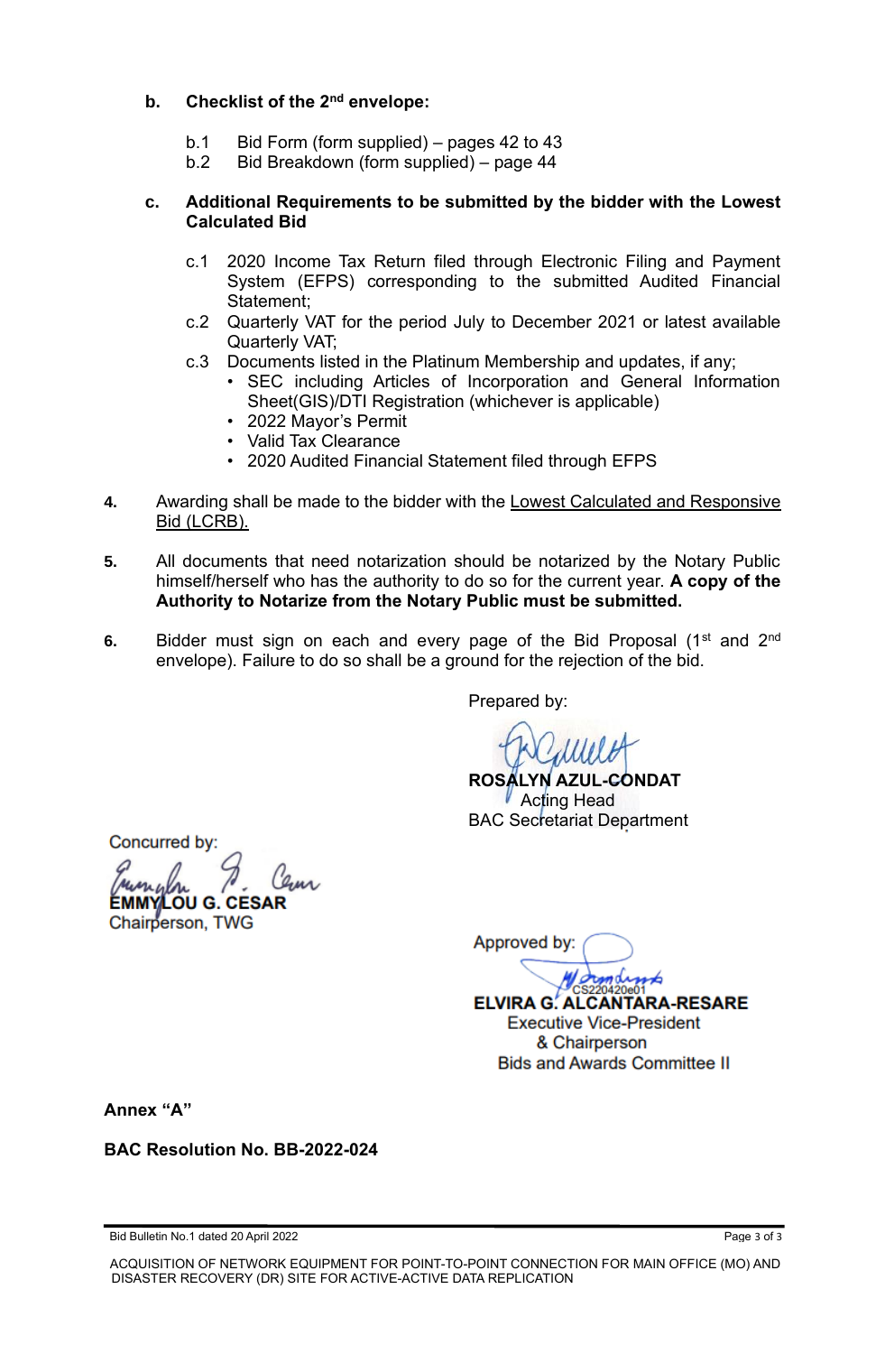**b. Checklist of the 2nd envelope:**

b.1 Bid Form (form supplied) – pages 42 to 43
b.2 Bid Breakdown (form supplied) – page 44

**c. Additional Requirements to be submitted by the bidder with the Lowest Calculated Bid**

c.1 2020 Income Tax Return filed through Electronic Filing and Payment System (EFPS) corresponding to the submitted Audited Financial Statement;
c.2 Quarterly VAT for the period July to December 2021 or latest available Quarterly VAT;
c.3 Documents listed in the Platinum Membership and updates, if any;
- SEC including Articles of Incorporation and General Information Sheet(GIS)/DTI Registration (whichever is applicable)
- 2022 Mayor's Permit
- Valid Tax Clearance
- 2020 Audited Financial Statement filed through EFPS

**4.** Awarding shall be made to the bidder with the Lowest Calculated and Responsive Bid (LCRB).

**5.** All documents that need notarization should be notarized by the Notary Public himself/herself who has the authority to do so for the current year. **A copy of the Authority to Notarize from the Notary Public must be submitted.**

**6.** Bidder must sign on each and every page of the Bid Proposal (1st and 2nd envelope). Failure to do so shall be a ground for the rejection of the bid.

Prepared by:

**ROSALYN AZUL-CONDAT**
Acting Head
BAC Secretariat Department

Concurred by:

**EMMYLOU G. CESAR**
Chairperson, TWG

Approved by:

CS220420e01

**ELVIRA G. ALCANTARA-RESARE**
Executive Vice-President
& Chairperson
Bids and Awards Committee II

**Annex "A"**

**BAC Resolution No. BB-2022-024**

Bid Bulletin No.1 dated 20 April 2022

ACQUISITION OF NETWORK EQUIPMENT FOR POINT-TO-POINT CONNECTION FOR MAIN OFFICE (MO) AND DISASTER RECOVERY (DR) SITE FOR ACTIVE-ACTIVE DATA REPLICATION